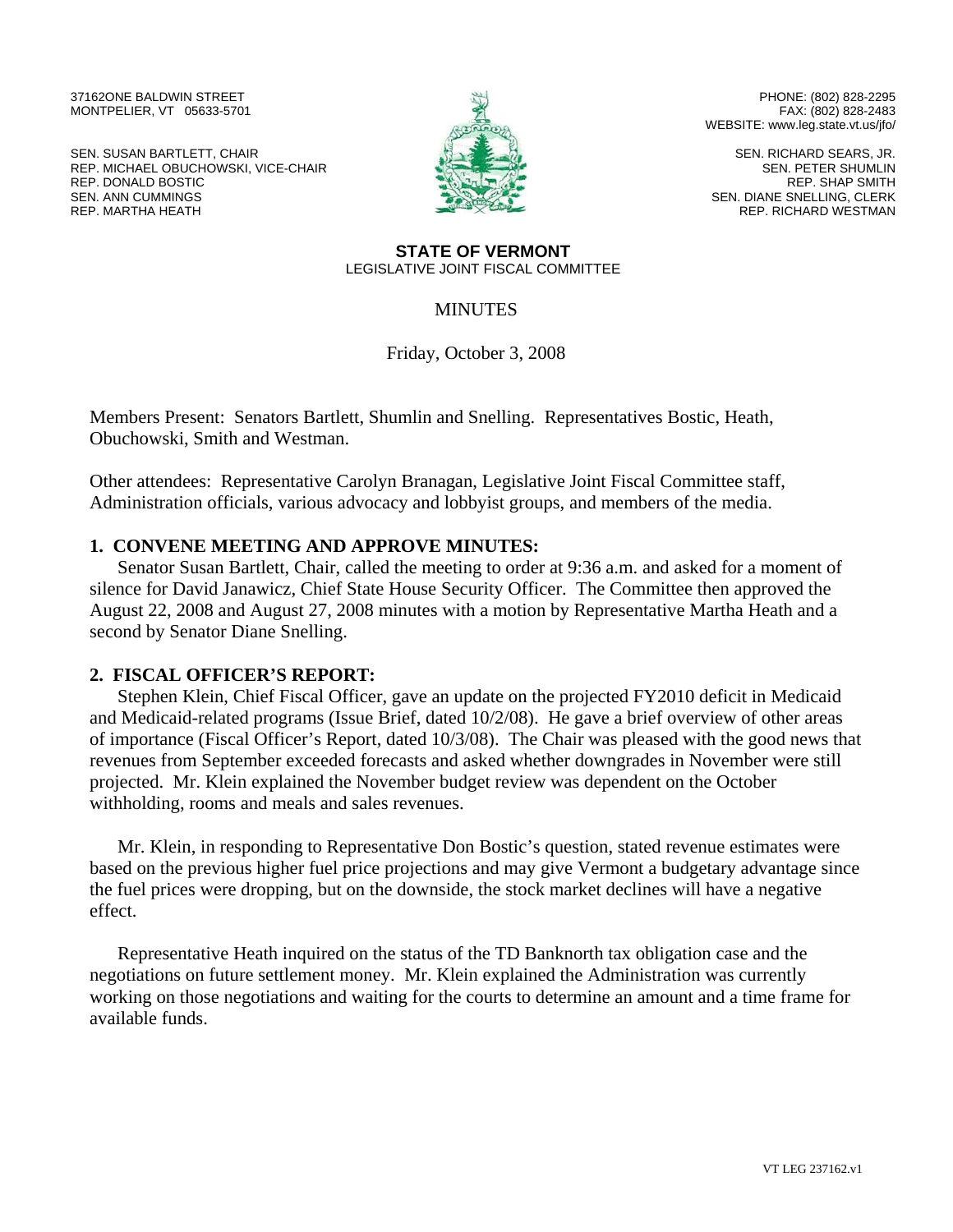37162ONE BALDWIN STREET
MONTPELIER, VT 05633-5701

PHONE: (802) 828-2295
FAX: (802) 828-2483
WEBSITE: www.leg.state.vt.us/jfo/

SEN. SUSAN BARTLETT, CHAIR
REP. MICHAEL OBUCHOWSKI, VICE-CHAIR
REP. DONALD BOSTIC
SEN. ANN CUMMINGS
REP. MARTHA HEATH

SEN. RICHARD SEARS, JR.
SEN. PETER SHUMLIN
REP. SHAP SMITH
SEN. DIANE SNELLING, CLERK
REP. RICHARD WESTMAN

**STATE OF VERMONT**
LEGISLATIVE JOINT FISCAL COMMITTEE

# MINUTES

Friday, October 3, 2008

Members Present: Senators Bartlett, Shumlin and Snelling. Representatives Bostic, Heath, Obuchowski, Smith and Westman.

Other attendees: Representative Carolyn Branagan, Legislative Joint Fiscal Committee staff, Administration officials, various advocacy and lobbyist groups, and members of the media.

## 1. CONVENE MEETING AND APPROVE MINUTES:

Senator Susan Bartlett, Chair, called the meeting to order at 9:36 a.m. and asked for a moment of silence for David Janawicz, Chief State House Security Officer. The Committee then approved the August 22, 2008 and August 27, 2008 minutes with a motion by Representative Martha Heath and a second by Senator Diane Snelling.

## 2. FISCAL OFFICER'S REPORT:

Stephen Klein, Chief Fiscal Officer, gave an update on the projected FY2010 deficit in Medicaid and Medicaid-related programs (Issue Brief, dated 10/2/08). He gave a brief overview of other areas of importance (Fiscal Officer's Report, dated 10/3/08). The Chair was pleased with the good news that revenues from September exceeded forecasts and asked whether downgrades in November were still projected. Mr. Klein explained the November budget review was dependent on the October withholding, rooms and meals and sales revenues.

Mr. Klein, in responding to Representative Don Bostic's question, stated revenue estimates were based on the previous higher fuel price projections and may give Vermont a budgetary advantage since the fuel prices were dropping, but on the downside, the stock market declines will have a negative effect.

Representative Heath inquired on the status of the TD Banknorth tax obligation case and the negotiations on future settlement money. Mr. Klein explained the Administration was currently working on those negotiations and waiting for the courts to determine an amount and a time frame for available funds.

VT LEG 237162.v1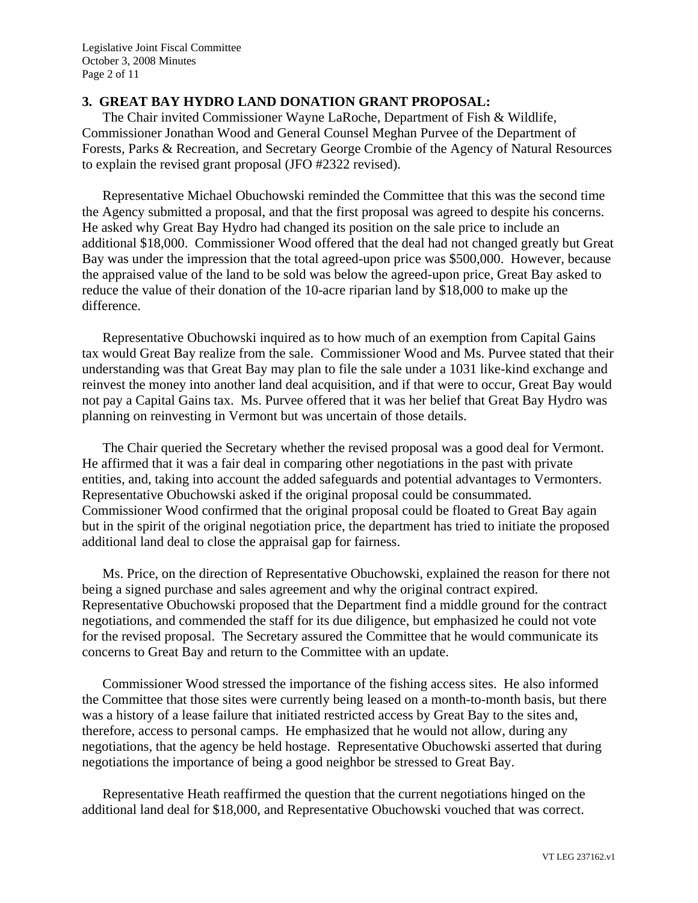### 3. GREAT BAY HYDRO LAND DONATION GRANT PROPOSAL:

The Chair invited Commissioner Wayne LaRoche, Department of Fish & Wildlife, Commissioner Jonathan Wood and General Counsel Meghan Purvee of the Department of Forests, Parks & Recreation, and Secretary George Crombie of the Agency of Natural Resources to explain the revised grant proposal (JFO #2322 revised).

Representative Michael Obuchowski reminded the Committee that this was the second time the Agency submitted a proposal, and that the first proposal was agreed to despite his concerns. He asked why Great Bay Hydro had changed its position on the sale price to include an additional $18,000. Commissioner Wood offered that the deal had not changed greatly but Great Bay was under the impression that the total agreed-upon price was $500,000. However, because the appraised value of the land to be sold was below the agreed-upon price, Great Bay asked to reduce the value of their donation of the 10-acre riparian land by $18,000 to make up the difference.

Representative Obuchowski inquired as to how much of an exemption from Capital Gains tax would Great Bay realize from the sale. Commissioner Wood and Ms. Purvee stated that their understanding was that Great Bay may plan to file the sale under a 1031 like-kind exchange and reinvest the money into another land deal acquisition, and if that were to occur, Great Bay would not pay a Capital Gains tax. Ms. Purvee offered that it was her belief that Great Bay Hydro was planning on reinvesting in Vermont but was uncertain of those details.

The Chair queried the Secretary whether the revised proposal was a good deal for Vermont. He affirmed that it was a fair deal in comparing other negotiations in the past with private entities, and, taking into account the added safeguards and potential advantages to Vermonters. Representative Obuchowski asked if the original proposal could be consummated. Commissioner Wood confirmed that the original proposal could be floated to Great Bay again but in the spirit of the original negotiation price, the department has tried to initiate the proposed additional land deal to close the appraisal gap for fairness.

Ms. Price, on the direction of Representative Obuchowski, explained the reason for there not being a signed purchase and sales agreement and why the original contract expired. Representative Obuchowski proposed that the Department find a middle ground for the contract negotiations, and commended the staff for its due diligence, but emphasized he could not vote for the revised proposal. The Secretary assured the Committee that he would communicate its concerns to Great Bay and return to the Committee with an update.

Commissioner Wood stressed the importance of the fishing access sites. He also informed the Committee that those sites were currently being leased on a month-to-month basis, but there was a history of a lease failure that initiated restricted access by Great Bay to the sites and, therefore, access to personal camps. He emphasized that he would not allow, during any negotiations, that the agency be held hostage. Representative Obuchowski asserted that during negotiations the importance of being a good neighbor be stressed to Great Bay.

Representative Heath reaffirmed the question that the current negotiations hinged on the additional land deal for $18,000, and Representative Obuchowski vouched that was correct.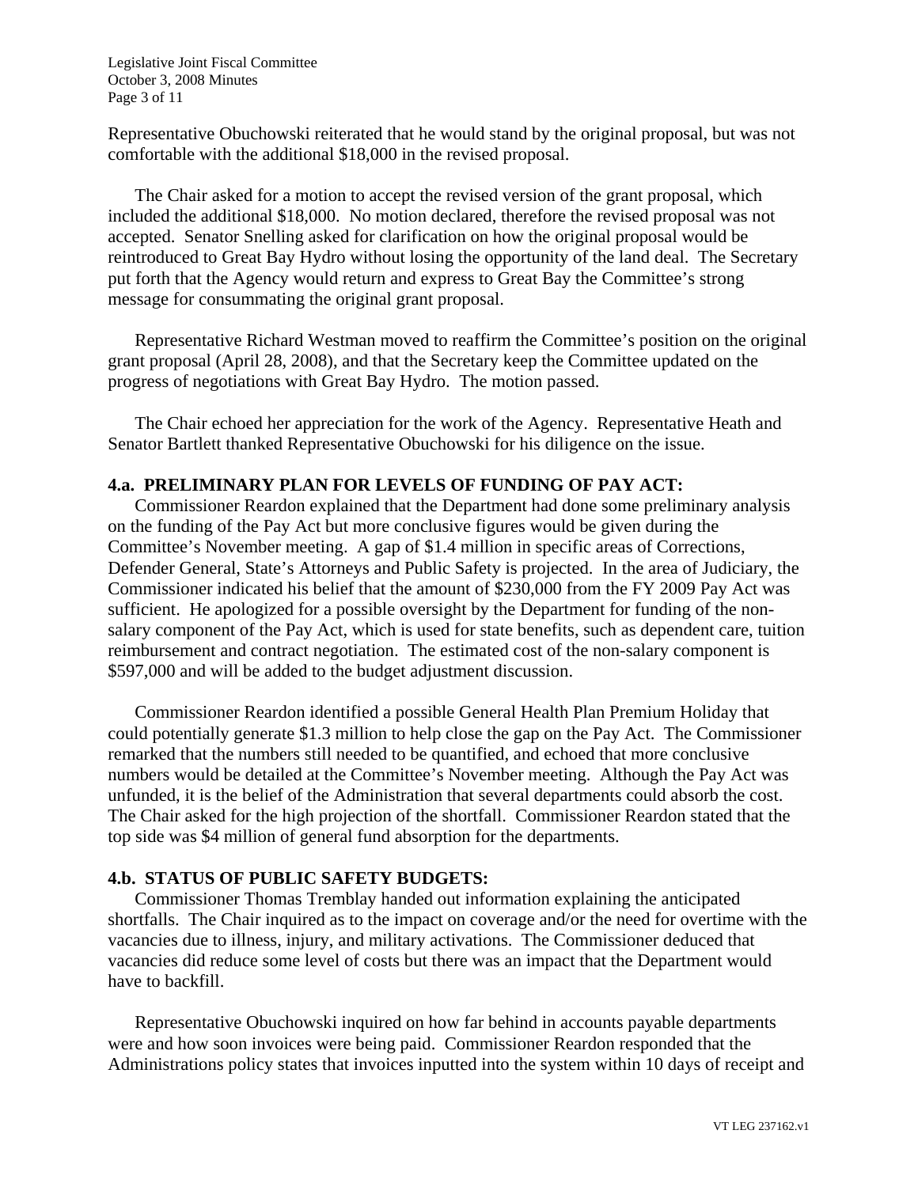Representative Obuchowski reiterated that he would stand by the original proposal, but was not comfortable with the additional $18,000 in the revised proposal.

The Chair asked for a motion to accept the revised version of the grant proposal, which included the additional $18,000. No motion declared, therefore the revised proposal was not accepted. Senator Snelling asked for clarification on how the original proposal would be reintroduced to Great Bay Hydro without losing the opportunity of the land deal. The Secretary put forth that the Agency would return and express to Great Bay the Committee's strong message for consummating the original grant proposal.

Representative Richard Westman moved to reaffirm the Committee's position on the original grant proposal (April 28, 2008), and that the Secretary keep the Committee updated on the progress of negotiations with Great Bay Hydro. The motion passed.

The Chair echoed her appreciation for the work of the Agency. Representative Heath and Senator Bartlett thanked Representative Obuchowski for his diligence on the issue.

## 4.a. PRELIMINARY PLAN FOR LEVELS OF FUNDING OF PAY ACT:

Commissioner Reardon explained that the Department had done some preliminary analysis on the funding of the Pay Act but more conclusive figures would be given during the Committee's November meeting. A gap of $1.4 million in specific areas of Corrections, Defender General, State's Attorneys and Public Safety is projected. In the area of Judiciary, the Commissioner indicated his belief that the amount of $230,000 from the FY 2009 Pay Act was sufficient. He apologized for a possible oversight by the Department for funding of the non-salary component of the Pay Act, which is used for state benefits, such as dependent care, tuition reimbursement and contract negotiation. The estimated cost of the non-salary component is $597,000 and will be added to the budget adjustment discussion.

Commissioner Reardon identified a possible General Health Plan Premium Holiday that could potentially generate $1.3 million to help close the gap on the Pay Act. The Commissioner remarked that the numbers still needed to be quantified, and echoed that more conclusive numbers would be detailed at the Committee's November meeting. Although the Pay Act was unfunded, it is the belief of the Administration that several departments could absorb the cost. The Chair asked for the high projection of the shortfall. Commissioner Reardon stated that the top side was $4 million of general fund absorption for the departments.

## 4.b. STATUS OF PUBLIC SAFETY BUDGETS:

Commissioner Thomas Tremblay handed out information explaining the anticipated shortfalls. The Chair inquired as to the impact on coverage and/or the need for overtime with the vacancies due to illness, injury, and military activations. The Commissioner deduced that vacancies did reduce some level of costs but there was an impact that the Department would have to backfill.

Representative Obuchowski inquired on how far behind in accounts payable departments were and how soon invoices were being paid. Commissioner Reardon responded that the Administrations policy states that invoices inputted into the system within 10 days of receipt and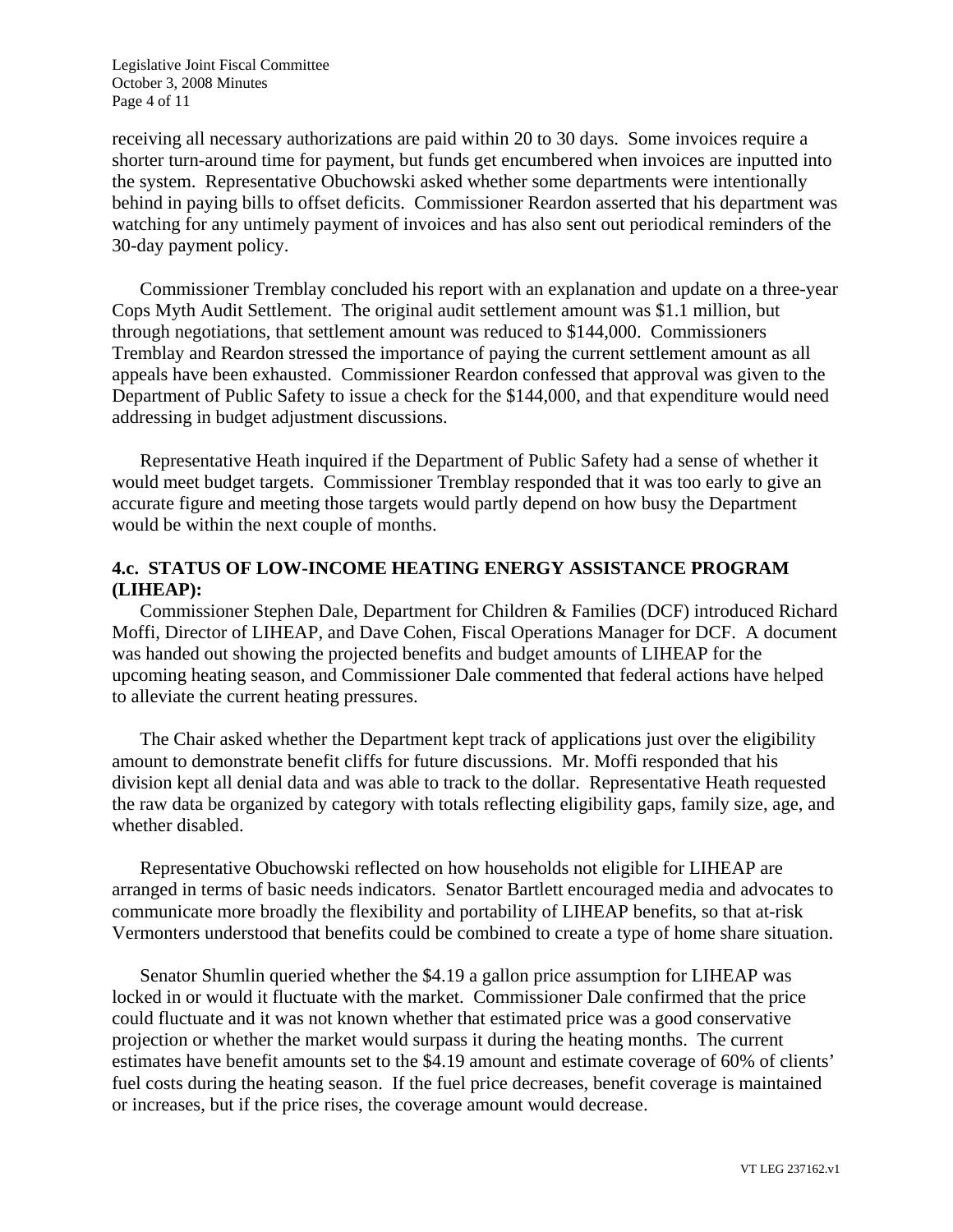receiving all necessary authorizations are paid within 20 to 30 days. Some invoices require a shorter turn-around time for payment, but funds get encumbered when invoices are inputted into the system. Representative Obuchowski asked whether some departments were intentionally behind in paying bills to offset deficits. Commissioner Reardon asserted that his department was watching for any untimely payment of invoices and has also sent out periodical reminders of the 30-day payment policy.

Commissioner Tremblay concluded his report with an explanation and update on a three-year Cops Myth Audit Settlement. The original audit settlement amount was $1.1 million, but through negotiations, that settlement amount was reduced to $144,000. Commissioners Tremblay and Reardon stressed the importance of paying the current settlement amount as all appeals have been exhausted. Commissioner Reardon confessed that approval was given to the Department of Public Safety to issue a check for the $144,000, and that expenditure would need addressing in budget adjustment discussions.

Representative Heath inquired if the Department of Public Safety had a sense of whether it would meet budget targets. Commissioner Tremblay responded that it was too early to give an accurate figure and meeting those targets would partly depend on how busy the Department would be within the next couple of months.

**4.c. STATUS OF LOW-INCOME HEATING ENERGY ASSISTANCE PROGRAM (LIHEAP):**

Commissioner Stephen Dale, Department for Children & Families (DCF) introduced Richard Moffi, Director of LIHEAP, and Dave Cohen, Fiscal Operations Manager for DCF. A document was handed out showing the projected benefits and budget amounts of LIHEAP for the upcoming heating season, and Commissioner Dale commented that federal actions have helped to alleviate the current heating pressures.

The Chair asked whether the Department kept track of applications just over the eligibility amount to demonstrate benefit cliffs for future discussions. Mr. Moffi responded that his division kept all denial data and was able to track to the dollar. Representative Heath requested the raw data be organized by category with totals reflecting eligibility gaps, family size, age, and whether disabled.

Representative Obuchowski reflected on how households not eligible for LIHEAP are arranged in terms of basic needs indicators. Senator Bartlett encouraged media and advocates to communicate more broadly the flexibility and portability of LIHEAP benefits, so that at-risk Vermonters understood that benefits could be combined to create a type of home share situation.

Senator Shumlin queried whether the $4.19 a gallon price assumption for LIHEAP was locked in or would it fluctuate with the market. Commissioner Dale confirmed that the price could fluctuate and it was not known whether that estimated price was a good conservative projection or whether the market would surpass it during the heating months. The current estimates have benefit amounts set to the $4.19 amount and estimate coverage of 60% of clients' fuel costs during the heating season. If the fuel price decreases, benefit coverage is maintained or increases, but if the price rises, the coverage amount would decrease.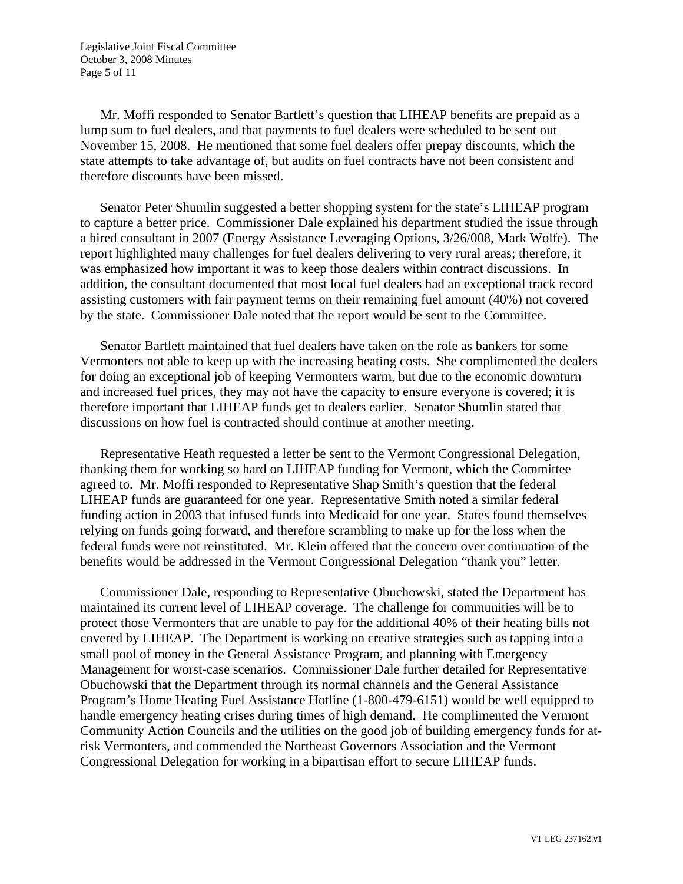Mr. Moffi responded to Senator Bartlett's question that LIHEAP benefits are prepaid as a lump sum to fuel dealers, and that payments to fuel dealers were scheduled to be sent out November 15, 2008. He mentioned that some fuel dealers offer prepay discounts, which the state attempts to take advantage of, but audits on fuel contracts have not been consistent and therefore discounts have been missed.

Senator Peter Shumlin suggested a better shopping system for the state's LIHEAP program to capture a better price. Commissioner Dale explained his department studied the issue through a hired consultant in 2007 (Energy Assistance Leveraging Options, 3/26/008, Mark Wolfe). The report highlighted many challenges for fuel dealers delivering to very rural areas; therefore, it was emphasized how important it was to keep those dealers within contract discussions. In addition, the consultant documented that most local fuel dealers had an exceptional track record assisting customers with fair payment terms on their remaining fuel amount (40%) not covered by the state. Commissioner Dale noted that the report would be sent to the Committee.

Senator Bartlett maintained that fuel dealers have taken on the role as bankers for some Vermonters not able to keep up with the increasing heating costs. She complimented the dealers for doing an exceptional job of keeping Vermonters warm, but due to the economic downturn and increased fuel prices, they may not have the capacity to ensure everyone is covered; it is therefore important that LIHEAP funds get to dealers earlier. Senator Shumlin stated that discussions on how fuel is contracted should continue at another meeting.

Representative Heath requested a letter be sent to the Vermont Congressional Delegation, thanking them for working so hard on LIHEAP funding for Vermont, which the Committee agreed to. Mr. Moffi responded to Representative Shap Smith's question that the federal LIHEAP funds are guaranteed for one year. Representative Smith noted a similar federal funding action in 2003 that infused funds into Medicaid for one year. States found themselves relying on funds going forward, and therefore scrambling to make up for the loss when the federal funds were not reinstituted. Mr. Klein offered that the concern over continuation of the benefits would be addressed in the Vermont Congressional Delegation "thank you" letter.

Commissioner Dale, responding to Representative Obuchowski, stated the Department has maintained its current level of LIHEAP coverage. The challenge for communities will be to protect those Vermonters that are unable to pay for the additional 40% of their heating bills not covered by LIHEAP. The Department is working on creative strategies such as tapping into a small pool of money in the General Assistance Program, and planning with Emergency Management for worst-case scenarios. Commissioner Dale further detailed for Representative Obuchowski that the Department through its normal channels and the General Assistance Program's Home Heating Fuel Assistance Hotline (1-800-479-6151) would be well equipped to handle emergency heating crises during times of high demand. He complimented the Vermont Community Action Councils and the utilities on the good job of building emergency funds for at-risk Vermonters, and commended the Northeast Governors Association and the Vermont Congressional Delegation for working in a bipartisan effort to secure LIHEAP funds.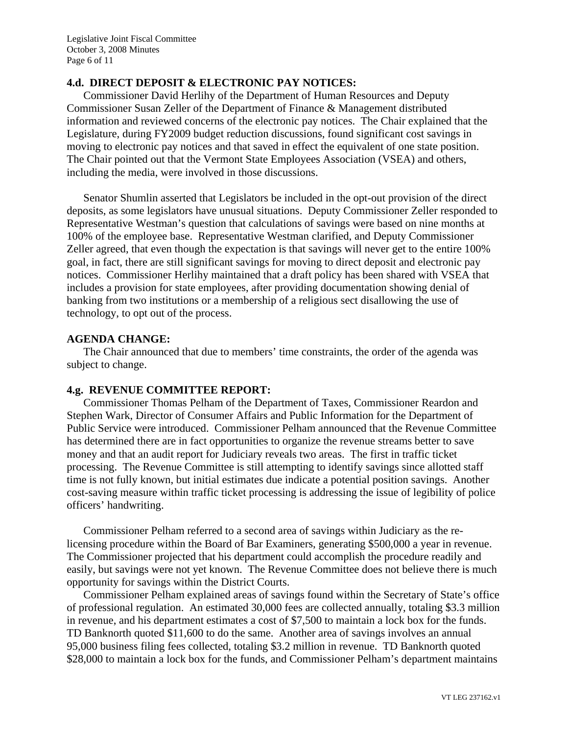**4.d. DIRECT DEPOSIT & ELECTRONIC PAY NOTICES:**

Commissioner David Herlihy of the Department of Human Resources and Deputy Commissioner Susan Zeller of the Department of Finance & Management distributed information and reviewed concerns of the electronic pay notices. The Chair explained that the Legislature, during FY2009 budget reduction discussions, found significant cost savings in moving to electronic pay notices and that saved in effect the equivalent of one state position. The Chair pointed out that the Vermont State Employees Association (VSEA) and others, including the media, were involved in those discussions.

Senator Shumlin asserted that Legislators be included in the opt-out provision of the direct deposits, as some legislators have unusual situations. Deputy Commissioner Zeller responded to Representative Westman's question that calculations of savings were based on nine months at 100% of the employee base. Representative Westman clarified, and Deputy Commissioner Zeller agreed, that even though the expectation is that savings will never get to the entire 100% goal, in fact, there are still significant savings for moving to direct deposit and electronic pay notices. Commissioner Herlihy maintained that a draft policy has been shared with VSEA that includes a provision for state employees, after providing documentation showing denial of banking from two institutions or a membership of a religious sect disallowing the use of technology, to opt out of the process.

**AGENDA CHANGE:**

The Chair announced that due to members' time constraints, the order of the agenda was subject to change.

**4.g. REVENUE COMMITTEE REPORT:**

Commissioner Thomas Pelham of the Department of Taxes, Commissioner Reardon and Stephen Wark, Director of Consumer Affairs and Public Information for the Department of Public Service were introduced. Commissioner Pelham announced that the Revenue Committee has determined there are in fact opportunities to organize the revenue streams better to save money and that an audit report for Judiciary reveals two areas. The first in traffic ticket processing. The Revenue Committee is still attempting to identify savings since allotted staff time is not fully known, but initial estimates due indicate a potential position savings. Another cost-saving measure within traffic ticket processing is addressing the issue of legibility of police officers' handwriting.

Commissioner Pelham referred to a second area of savings within Judiciary as the re-licensing procedure within the Board of Bar Examiners, generating $500,000 a year in revenue. The Commissioner projected that his department could accomplish the procedure readily and easily, but savings were not yet known. The Revenue Committee does not believe there is much opportunity for savings within the District Courts.

Commissioner Pelham explained areas of savings found within the Secretary of State's office of professional regulation. An estimated 30,000 fees are collected annually, totaling $3.3 million in revenue, and his department estimates a cost of $7,500 to maintain a lock box for the funds. TD Banknorth quoted $11,600 to do the same. Another area of savings involves an annual 95,000 business filing fees collected, totaling $3.2 million in revenue. TD Banknorth quoted $28,000 to maintain a lock box for the funds, and Commissioner Pelham's department maintains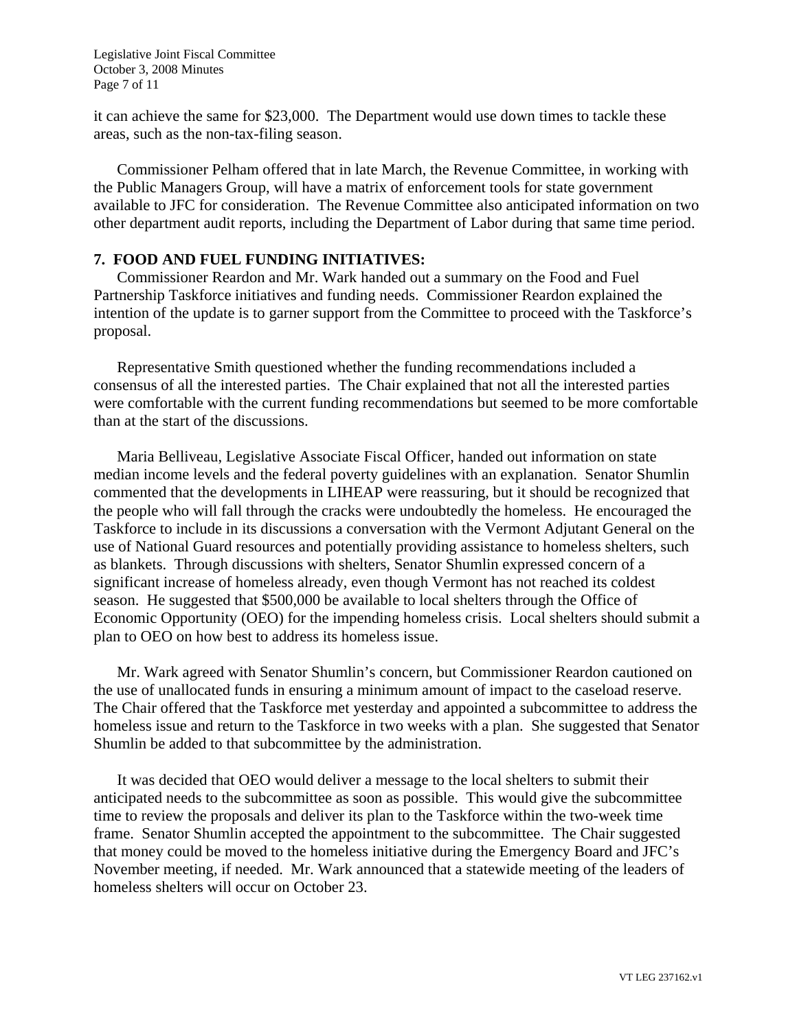it can achieve the same for $23,000. The Department would use down times to tackle these areas, such as the non-tax-filing season.

Commissioner Pelham offered that in late March, the Revenue Committee, in working with the Public Managers Group, will have a matrix of enforcement tools for state government available to JFC for consideration. The Revenue Committee also anticipated information on two other department audit reports, including the Department of Labor during that same time period.

**7. FOOD AND FUEL FUNDING INITIATIVES:**

Commissioner Reardon and Mr. Wark handed out a summary on the Food and Fuel Partnership Taskforce initiatives and funding needs. Commissioner Reardon explained the intention of the update is to garner support from the Committee to proceed with the Taskforce's proposal.

Representative Smith questioned whether the funding recommendations included a consensus of all the interested parties. The Chair explained that not all the interested parties were comfortable with the current funding recommendations but seemed to be more comfortable than at the start of the discussions.

Maria Belliveau, Legislative Associate Fiscal Officer, handed out information on state median income levels and the federal poverty guidelines with an explanation. Senator Shumlin commented that the developments in LIHEAP were reassuring, but it should be recognized that the people who will fall through the cracks were undoubtedly the homeless. He encouraged the Taskforce to include in its discussions a conversation with the Vermont Adjutant General on the use of National Guard resources and potentially providing assistance to homeless shelters, such as blankets. Through discussions with shelters, Senator Shumlin expressed concern of a significant increase of homeless already, even though Vermont has not reached its coldest season. He suggested that $500,000 be available to local shelters through the Office of Economic Opportunity (OEO) for the impending homeless crisis. Local shelters should submit a plan to OEO on how best to address its homeless issue.

Mr. Wark agreed with Senator Shumlin's concern, but Commissioner Reardon cautioned on the use of unallocated funds in ensuring a minimum amount of impact to the caseload reserve. The Chair offered that the Taskforce met yesterday and appointed a subcommittee to address the homeless issue and return to the Taskforce in two weeks with a plan. She suggested that Senator Shumlin be added to that subcommittee by the administration.

It was decided that OEO would deliver a message to the local shelters to submit their anticipated needs to the subcommittee as soon as possible. This would give the subcommittee time to review the proposals and deliver its plan to the Taskforce within the two-week time frame. Senator Shumlin accepted the appointment to the subcommittee. The Chair suggested that money could be moved to the homeless initiative during the Emergency Board and JFC's November meeting, if needed. Mr. Wark announced that a statewide meeting of the leaders of homeless shelters will occur on October 23.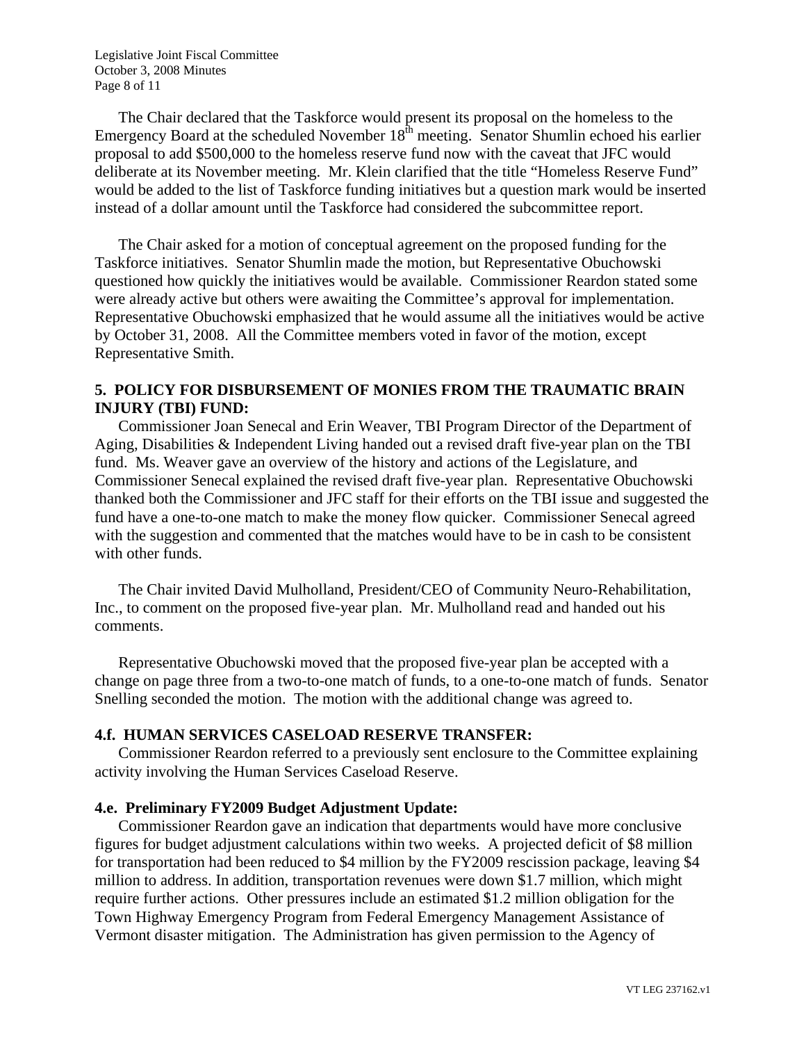The Chair declared that the Taskforce would present its proposal on the homeless to the Emergency Board at the scheduled November 18th meeting. Senator Shumlin echoed his earlier proposal to add $500,000 to the homeless reserve fund now with the caveat that JFC would deliberate at its November meeting. Mr. Klein clarified that the title "Homeless Reserve Fund" would be added to the list of Taskforce funding initiatives but a question mark would be inserted instead of a dollar amount until the Taskforce had considered the subcommittee report.

The Chair asked for a motion of conceptual agreement on the proposed funding for the Taskforce initiatives. Senator Shumlin made the motion, but Representative Obuchowski questioned how quickly the initiatives would be available. Commissioner Reardon stated some were already active but others were awaiting the Committee's approval for implementation. Representative Obuchowski emphasized that he would assume all the initiatives would be active by October 31, 2008. All the Committee members voted in favor of the motion, except Representative Smith.

**5. POLICY FOR DISBURSEMENT OF MONIES FROM THE TRAUMATIC BRAIN INJURY (TBI) FUND:**

Commissioner Joan Senecal and Erin Weaver, TBI Program Director of the Department of Aging, Disabilities & Independent Living handed out a revised draft five-year plan on the TBI fund. Ms. Weaver gave an overview of the history and actions of the Legislature, and Commissioner Senecal explained the revised draft five-year plan. Representative Obuchowski thanked both the Commissioner and JFC staff for their efforts on the TBI issue and suggested the fund have a one-to-one match to make the money flow quicker. Commissioner Senecal agreed with the suggestion and commented that the matches would have to be in cash to be consistent with other funds.

The Chair invited David Mulholland, President/CEO of Community Neuro-Rehabilitation, Inc., to comment on the proposed five-year plan. Mr. Mulholland read and handed out his comments.

Representative Obuchowski moved that the proposed five-year plan be accepted with a change on page three from a two-to-one match of funds, to a one-to-one match of funds. Senator Snelling seconded the motion. The motion with the additional change was agreed to.

**4.f. HUMAN SERVICES CASELOAD RESERVE TRANSFER:**

Commissioner Reardon referred to a previously sent enclosure to the Committee explaining activity involving the Human Services Caseload Reserve.

**4.e. Preliminary FY2009 Budget Adjustment Update:**

Commissioner Reardon gave an indication that departments would have more conclusive figures for budget adjustment calculations within two weeks. A projected deficit of $8 million for transportation had been reduced to $4 million by the FY2009 rescission package, leaving $4 million to address. In addition, transportation revenues were down $1.7 million, which might require further actions. Other pressures include an estimated $1.2 million obligation for the Town Highway Emergency Program from Federal Emergency Management Assistance of Vermont disaster mitigation. The Administration has given permission to the Agency of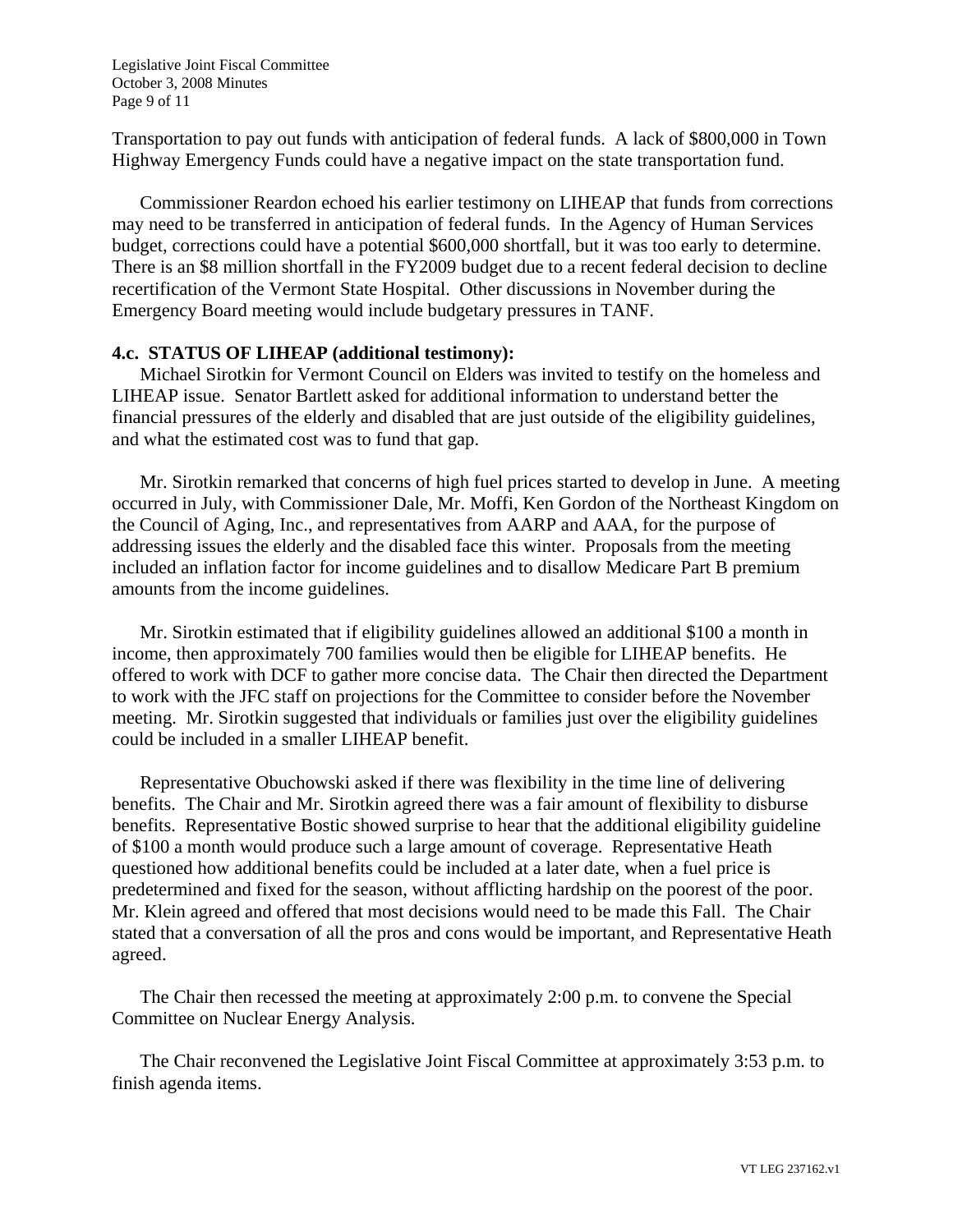Transportation to pay out funds with anticipation of federal funds. A lack of $800,000 in Town Highway Emergency Funds could have a negative impact on the state transportation fund.

Commissioner Reardon echoed his earlier testimony on LIHEAP that funds from corrections may need to be transferred in anticipation of federal funds. In the Agency of Human Services budget, corrections could have a potential $600,000 shortfall, but it was too early to determine. There is an $8 million shortfall in the FY2009 budget due to a recent federal decision to decline recertification of the Vermont State Hospital. Other discussions in November during the Emergency Board meeting would include budgetary pressures in TANF.

**4.c. STATUS OF LIHEAP (additional testimony):**

Michael Sirotkin for Vermont Council on Elders was invited to testify on the homeless and LIHEAP issue. Senator Bartlett asked for additional information to understand better the financial pressures of the elderly and disabled that are just outside of the eligibility guidelines, and what the estimated cost was to fund that gap.

Mr. Sirotkin remarked that concerns of high fuel prices started to develop in June. A meeting occurred in July, with Commissioner Dale, Mr. Moffi, Ken Gordon of the Northeast Kingdom on the Council of Aging, Inc., and representatives from AARP and AAA, for the purpose of addressing issues the elderly and the disabled face this winter. Proposals from the meeting included an inflation factor for income guidelines and to disallow Medicare Part B premium amounts from the income guidelines.

Mr. Sirotkin estimated that if eligibility guidelines allowed an additional $100 a month in income, then approximately 700 families would then be eligible for LIHEAP benefits. He offered to work with DCF to gather more concise data. The Chair then directed the Department to work with the JFC staff on projections for the Committee to consider before the November meeting. Mr. Sirotkin suggested that individuals or families just over the eligibility guidelines could be included in a smaller LIHEAP benefit.

Representative Obuchowski asked if there was flexibility in the time line of delivering benefits. The Chair and Mr. Sirotkin agreed there was a fair amount of flexibility to disburse benefits. Representative Bostic showed surprise to hear that the additional eligibility guideline of $100 a month would produce such a large amount of coverage. Representative Heath questioned how additional benefits could be included at a later date, when a fuel price is predetermined and fixed for the season, without afflicting hardship on the poorest of the poor. Mr. Klein agreed and offered that most decisions would need to be made this Fall. The Chair stated that a conversation of all the pros and cons would be important, and Representative Heath agreed.

The Chair then recessed the meeting at approximately 2:00 p.m. to convene the Special Committee on Nuclear Energy Analysis.

The Chair reconvened the Legislative Joint Fiscal Committee at approximately 3:53 p.m. to finish agenda items.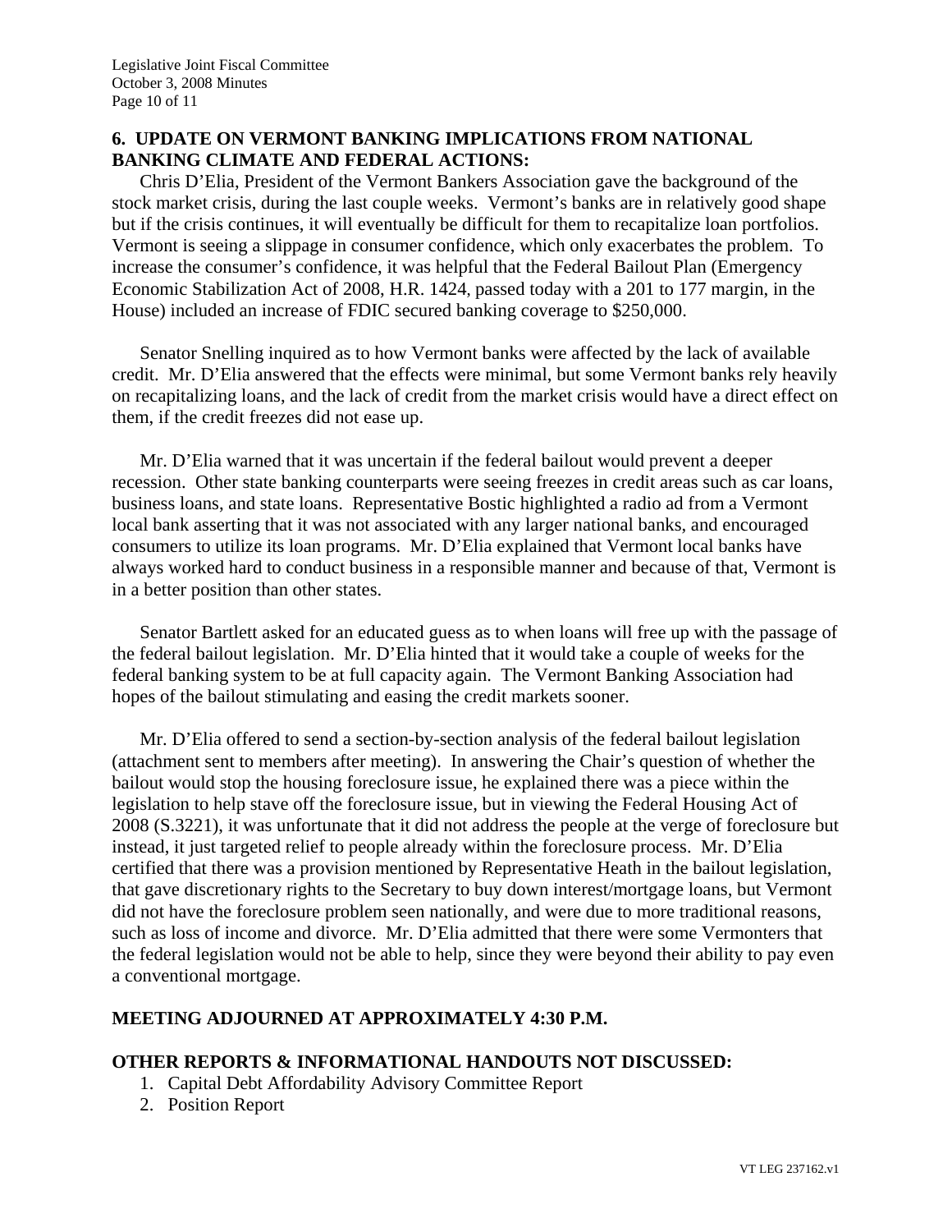## 6. UPDATE ON VERMONT BANKING IMPLICATIONS FROM NATIONAL BANKING CLIMATE AND FEDERAL ACTIONS:

Chris D'Elia, President of the Vermont Bankers Association gave the background of the stock market crisis, during the last couple weeks. Vermont's banks are in relatively good shape but if the crisis continues, it will eventually be difficult for them to recapitalize loan portfolios. Vermont is seeing a slippage in consumer confidence, which only exacerbates the problem. To increase the consumer's confidence, it was helpful that the Federal Bailout Plan (Emergency Economic Stabilization Act of 2008, H.R. 1424, passed today with a 201 to 177 margin, in the House) included an increase of FDIC secured banking coverage to $250,000.

Senator Snelling inquired as to how Vermont banks were affected by the lack of available credit. Mr. D'Elia answered that the effects were minimal, but some Vermont banks rely heavily on recapitalizing loans, and the lack of credit from the market crisis would have a direct effect on them, if the credit freezes did not ease up.

Mr. D'Elia warned that it was uncertain if the federal bailout would prevent a deeper recession. Other state banking counterparts were seeing freezes in credit areas such as car loans, business loans, and state loans. Representative Bostic highlighted a radio ad from a Vermont local bank asserting that it was not associated with any larger national banks, and encouraged consumers to utilize its loan programs. Mr. D'Elia explained that Vermont local banks have always worked hard to conduct business in a responsible manner and because of that, Vermont is in a better position than other states.

Senator Bartlett asked for an educated guess as to when loans will free up with the passage of the federal bailout legislation. Mr. D'Elia hinted that it would take a couple of weeks for the federal banking system to be at full capacity again. The Vermont Banking Association had hopes of the bailout stimulating and easing the credit markets sooner.

Mr. D'Elia offered to send a section-by-section analysis of the federal bailout legislation (attachment sent to members after meeting). In answering the Chair's question of whether the bailout would stop the housing foreclosure issue, he explained there was a piece within the legislation to help stave off the foreclosure issue, but in viewing the Federal Housing Act of 2008 (S.3221), it was unfortunate that it did not address the people at the verge of foreclosure but instead, it just targeted relief to people already within the foreclosure process. Mr. D'Elia certified that there was a provision mentioned by Representative Heath in the bailout legislation, that gave discretionary rights to the Secretary to buy down interest/mortgage loans, but Vermont did not have the foreclosure problem seen nationally, and were due to more traditional reasons, such as loss of income and divorce. Mr. D'Elia admitted that there were some Vermonters that the federal legislation would not be able to help, since they were beyond their ability to pay even a conventional mortgage.

## MEETING ADJOURNED AT APPROXIMATELY 4:30 P.M.

## OTHER REPORTS & INFORMATIONAL HANDOUTS NOT DISCUSSED:

1. Capital Debt Affordability Advisory Committee Report
2. Position Report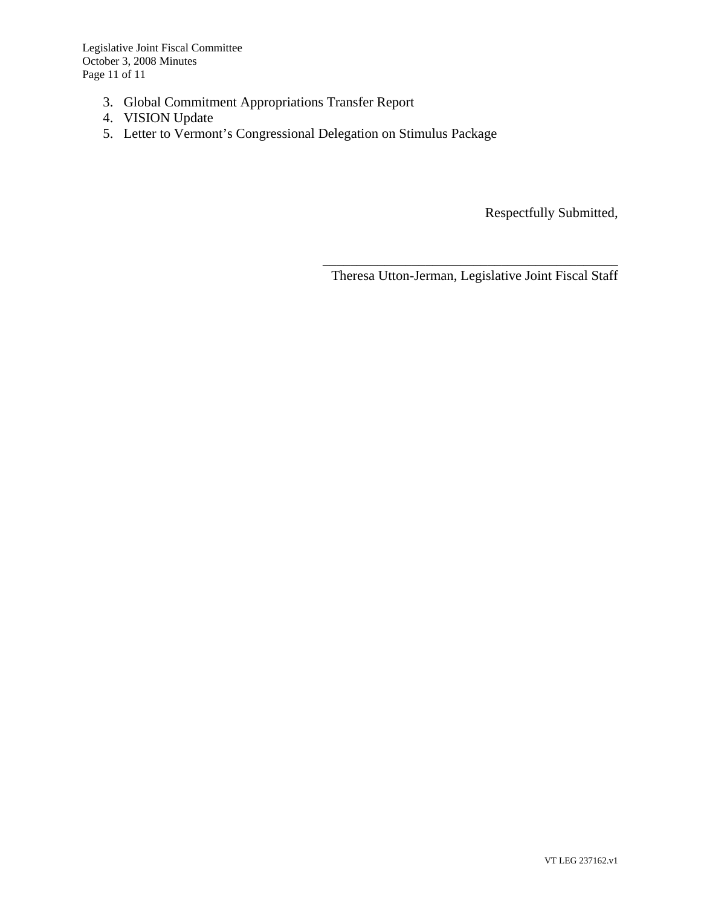3. Global Commitment Appropriations Transfer Report
4. VISION Update
5. Letter to Vermont's Congressional Delegation on Stimulus Package

Respectfully Submitted,

\_\_\_\_\_\_\_\_\_\_\_\_\_\_\_\_\_\_\_\_\_\_\_\_\_\_\_\_\_\_\_\_\_\_\_\_\_\_\_\_\_\_\_\_

Theresa Utton-Jerman, Legislative Joint Fiscal Staff

VT LEG 237162.v1